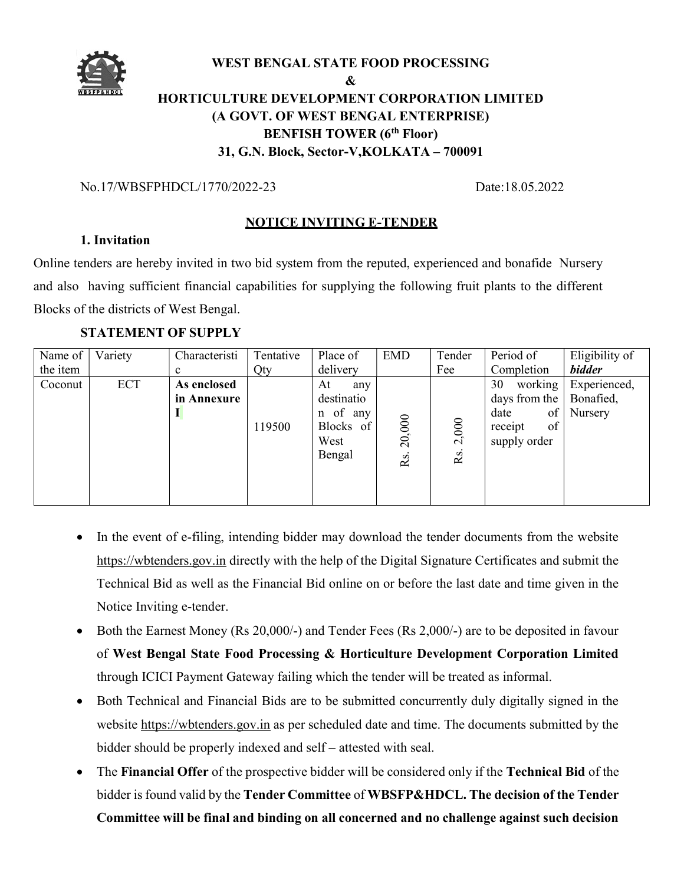# WEST BENGAL STATE FOOD PROCESSING
# &
# HORTICULTURE DEVELOPMENT CORPORATION LIMITED
## (A GOVT. OF WEST BENGAL ENTERPRISE)
## BENFISH TOWER (6th Floor)
## 31, G.N. Block, Sector-V,KOLKATA – 700091

No.17/WBSFPHDCL/1770/2022-23 Date:18.05.2022

**NOTICE INVITING E-TENDER**

**1. Invitation**

Online tenders are hereby invited in two bid system from the reputed, experienced and bonafide Nursery and also having sufficient financial capabilities for supplying the following fruit plants to the different Blocks of the districts of West Bengal.

**STATEMENT OF SUPPLY**

| Name of the item | Variety | Characteristic | Tentative Qty | Place of delivery | EMD | Tender Fee | Period of Completion | Eligibility of ***bidder*** |
|---|---|---|---|---|---|---|---|---|
| Coconut | ECT | **As enclosed in Annexure I** | 119500 | At any destination of any Blocks of West Bengal | Rs. 20,000 | Rs. 2,000 | 30 working days from the date of receipt of supply order | Experienced, Bonafied, Nursery |

- In the event of e-filing, intending bidder may download the tender documents from the website https://wbtenders.gov.in directly with the help of the Digital Signature Certificates and submit the Technical Bid as well as the Financial Bid online on or before the last date and time given in the Notice Inviting e-tender.
- Both the Earnest Money (Rs 20,000/-) and Tender Fees (Rs 2,000/-) are to be deposited in favour of **West Bengal State Food Processing & Horticulture Development Corporation Limited** through ICICI Payment Gateway failing which the tender will be treated as informal.
- Both Technical and Financial Bids are to be submitted concurrently duly digitally signed in the website https://wbtenders.gov.in as per scheduled date and time. The documents submitted by the bidder should be properly indexed and self – attested with seal.
- The **Financial Offer** of the prospective bidder will be considered only if the **Technical Bid** of the bidder is found valid by the **Tender Committee** of **WBSFP&HDCL. The decision of the Tender Committee will be final and binding on all concerned and no challenge against such decision**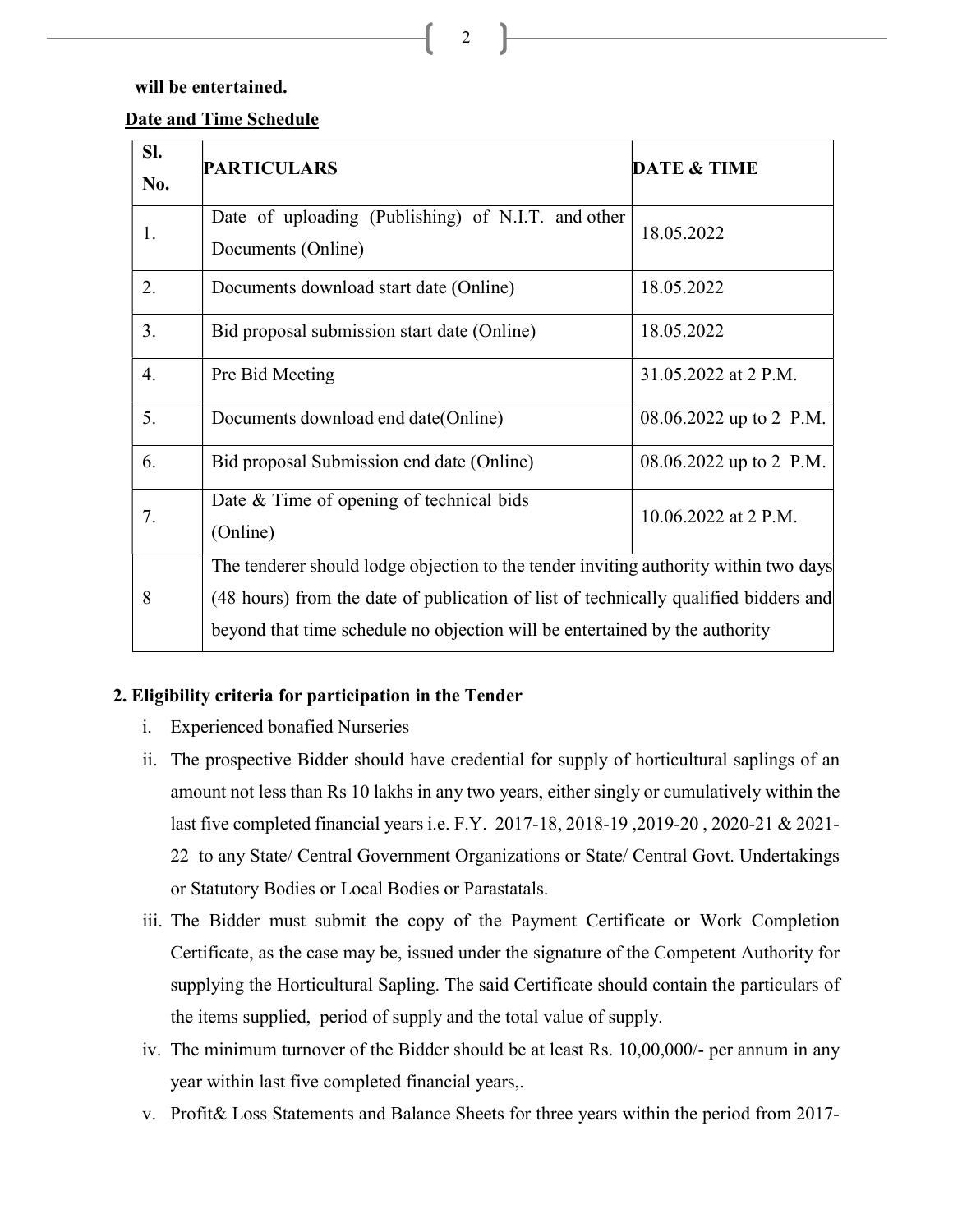**will be entertained.**

**Date and Time Schedule**

| Sl. No. | PARTICULARS | DATE & TIME |
|---|---|---|
| 1. | Date of uploading (Publishing) of N.I.T. and other Documents (Online) | 18.05.2022 |
| 2. | Documents download start date (Online) | 18.05.2022 |
| 3. | Bid proposal submission start date (Online) | 18.05.2022 |
| 4. | Pre Bid Meeting | 31.05.2022 at 2 P.M. |
| 5. | Documents download end date(Online) | 08.06.2022 up to 2 P.M. |
| 6. | Bid proposal Submission end date (Online) | 08.06.2022 up to 2 P.M. |
| 7. | Date & Time of opening of technical bids (Online) | 10.06.2022 at 2 P.M. |
| 8 | The tenderer should lodge objection to the tender inviting authority within two days (48 hours) from the date of publication of list of technically qualified bidders and beyond that time schedule no objection will be entertained by the authority | |

**2. Eligibility criteria for participation in the Tender**

i. Experienced bonafied Nurseries

ii. The prospective Bidder should have credential for supply of horticultural saplings of an amount not less than Rs 10 lakhs in any two years, either singly or cumulatively within the last five completed financial years i.e. F.Y. 2017-18, 2018-19 ,2019-20 , 2020-21 & 2021-22 to any State/ Central Government Organizations or State/ Central Govt. Undertakings or Statutory Bodies or Local Bodies or Parastatals.

iii. The Bidder must submit the copy of the Payment Certificate or Work Completion Certificate, as the case may be, issued under the signature of the Competent Authority for supplying the Horticultural Sapling. The said Certificate should contain the particulars of the items supplied, period of supply and the total value of supply.

iv. The minimum turnover of the Bidder should be at least Rs. 10,00,000/- per annum in any year within last five completed financial years,.

v. Profit& Loss Statements and Balance Sheets for three years within the period from 2017-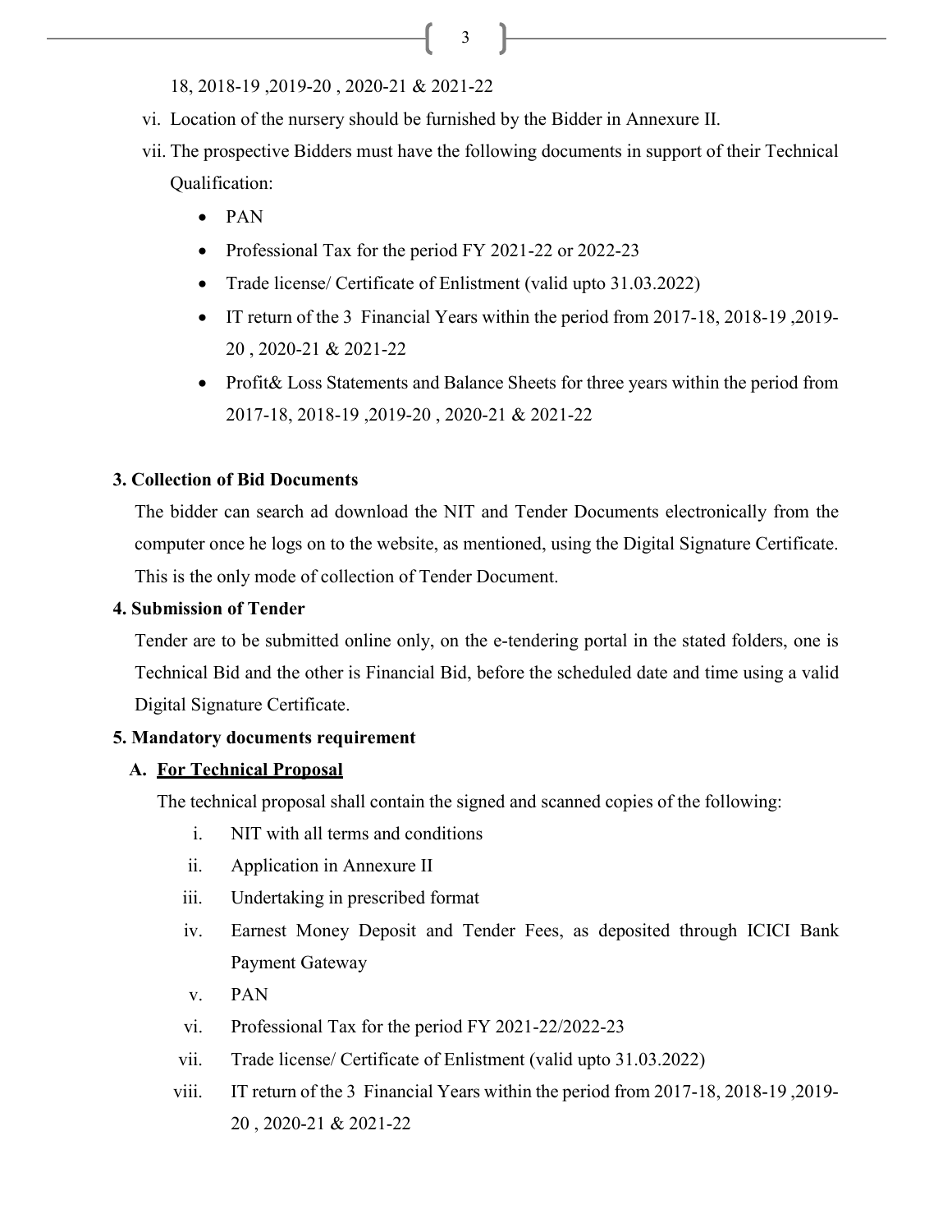18, 2018-19 ,2019-20 , 2020-21 & 2021-22

vi. Location of the nursery should be furnished by the Bidder in Annexure II.

vii. The prospective Bidders must have the following documents in support of their Technical Qualification:

- PAN
- Professional Tax for the period FY 2021-22 or 2022-23
- Trade license/ Certificate of Enlistment (valid upto 31.03.2022)
- IT return of the 3 Financial Years within the period from 2017-18, 2018-19 ,2019-20 , 2020-21 & 2021-22
- Profit& Loss Statements and Balance Sheets for three years within the period from 2017-18, 2018-19 ,2019-20 , 2020-21 & 2021-22

**3. Collection of Bid Documents**

The bidder can search ad download the NIT and Tender Documents electronically from the computer once he logs on to the website, as mentioned, using the Digital Signature Certificate. This is the only mode of collection of Tender Document.

**4. Submission of Tender**

Tender are to be submitted online only, on the e-tendering portal in the stated folders, one is Technical Bid and the other is Financial Bid, before the scheduled date and time using a valid Digital Signature Certificate.

**5. Mandatory documents requirement**

**A. <u>For Technical Proposal</u>**

The technical proposal shall contain the signed and scanned copies of the following:

i. NIT with all terms and conditions

ii. Application in Annexure II

iii. Undertaking in prescribed format

iv. Earnest Money Deposit and Tender Fees, as deposited through ICICI Bank Payment Gateway

v. PAN

vi. Professional Tax for the period FY 2021-22/2022-23

vii. Trade license/ Certificate of Enlistment (valid upto 31.03.2022)

viii. IT return of the 3 Financial Years within the period from 2017-18, 2018-19 ,2019-20 , 2020-21 & 2021-22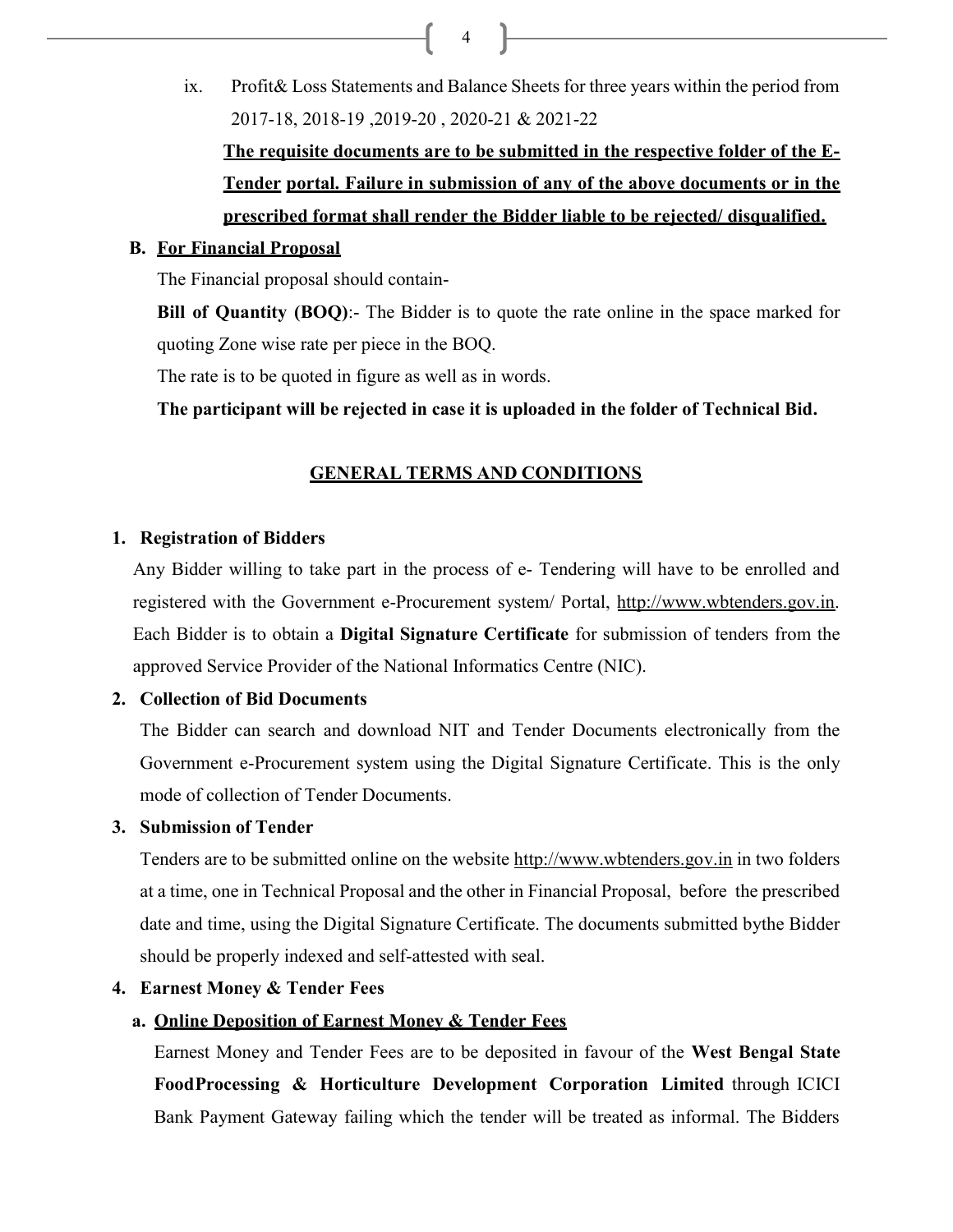ix. Profit& Loss Statements and Balance Sheets for three years within the period from 2017-18, 2018-19 ,2019-20 , 2020-21 & 2021-22

**The requisite documents are to be submitted in the respective folder of the E-Tender portal. Failure in submission of any of the above documents or in the prescribed format shall render the Bidder liable to be rejected/ disqualified.**

**B. For Financial Proposal**

The Financial proposal should contain-

**Bill of Quantity (BOQ)**:- The Bidder is to quote the rate online in the space marked for quoting Zone wise rate per piece in the BOQ.

The rate is to be quoted in figure as well as in words.

**The participant will be rejected in case it is uploaded in the folder of Technical Bid.**

## GENERAL TERMS AND CONDITIONS

**1. Registration of Bidders**

Any Bidder willing to take part in the process of e- Tendering will have to be enrolled and registered with the Government e-Procurement system/ Portal, http://www.wbtenders.gov.in. Each Bidder is to obtain a **Digital Signature Certificate** for submission of tenders from the approved Service Provider of the National Informatics Centre (NIC).

**2. Collection of Bid Documents**

The Bidder can search and download NIT and Tender Documents electronically from the Government e-Procurement system using the Digital Signature Certificate. This is the only mode of collection of Tender Documents.

**3. Submission of Tender**

Tenders are to be submitted online on the website http://www.wbtenders.gov.in in two folders at a time, one in Technical Proposal and the other in Financial Proposal, before the prescribed date and time, using the Digital Signature Certificate. The documents submitted bythe Bidder should be properly indexed and self-attested with seal.

**4. Earnest Money & Tender Fees**

**a. Online Deposition of Earnest Money & Tender Fees**

Earnest Money and Tender Fees are to be deposited in favour of the **West Bengal State FoodProcessing & Horticulture Development Corporation Limited** through ICICI Bank Payment Gateway failing which the tender will be treated as informal. The Bidders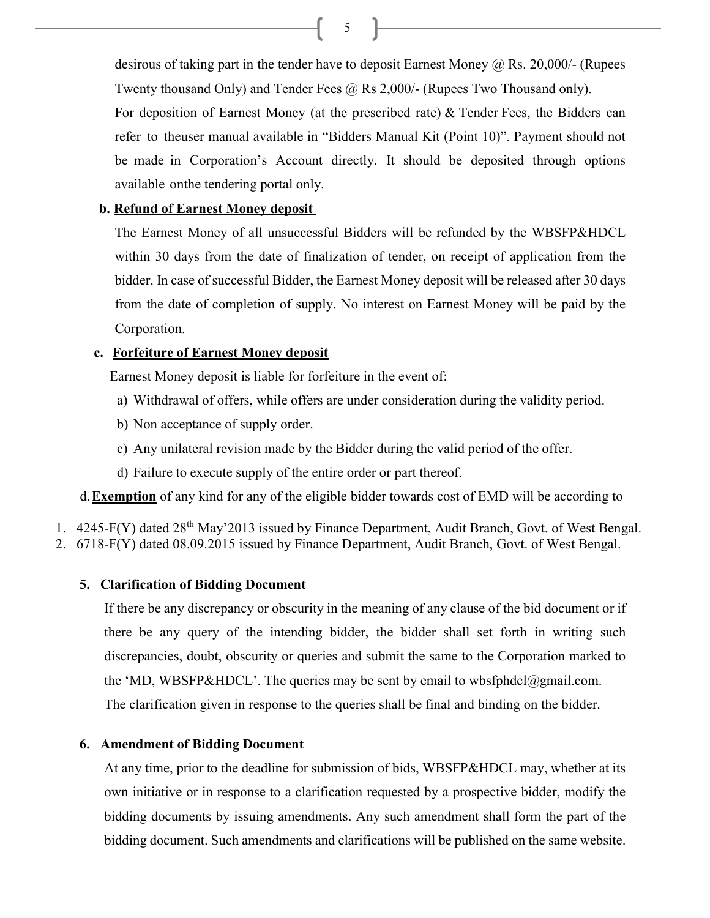desirous of taking part in the tender have to deposit Earnest Money @ Rs. 20,000/- (Rupees Twenty thousand Only) and Tender Fees @ Rs 2,000/- (Rupees Two Thousand only).

For deposition of Earnest Money (at the prescribed rate) & Tender Fees, the Bidders can refer to theuser manual available in "Bidders Manual Kit (Point 10)". Payment should not be made in Corporation's Account directly. It should be deposited through options available onthe tendering portal only.

**b. Refund of Earnest Money deposit**

The Earnest Money of all unsuccessful Bidders will be refunded by the WBSFP&HDCL within 30 days from the date of finalization of tender, on receipt of application from the bidder. In case of successful Bidder, the Earnest Money deposit will be released after 30 days from the date of completion of supply. No interest on Earnest Money will be paid by the Corporation.

**c. Forfeiture of Earnest Money deposit**

Earnest Money deposit is liable for forfeiture in the event of:

a) Withdrawal of offers, while offers are under consideration during the validity period.

b) Non acceptance of supply order.

c) Any unilateral revision made by the Bidder during the valid period of the offer.

d) Failure to execute supply of the entire order or part thereof.

d. **Exemption** of any kind for any of the eligible bidder towards cost of EMD will be according to

1. 4245-F(Y) dated 28th May'2013 issued by Finance Department, Audit Branch, Govt. of West Bengal.
2. 6718-F(Y) dated 08.09.2015 issued by Finance Department, Audit Branch, Govt. of West Bengal.

### 5. Clarification of Bidding Document

If there be any discrepancy or obscurity in the meaning of any clause of the bid document or if there be any query of the intending bidder, the bidder shall set forth in writing such discrepancies, doubt, obscurity or queries and submit the same to the Corporation marked to the 'MD, WBSFP&HDCL'. The queries may be sent by email to wbsfphdcl@gmail.com.

The clarification given in response to the queries shall be final and binding on the bidder.

### 6. Amendment of Bidding Document

At any time, prior to the deadline for submission of bids, WBSFP&HDCL may, whether at its own initiative or in response to a clarification requested by a prospective bidder, modify the bidding documents by issuing amendments. Any such amendment shall form the part of the bidding document. Such amendments and clarifications will be published on the same website.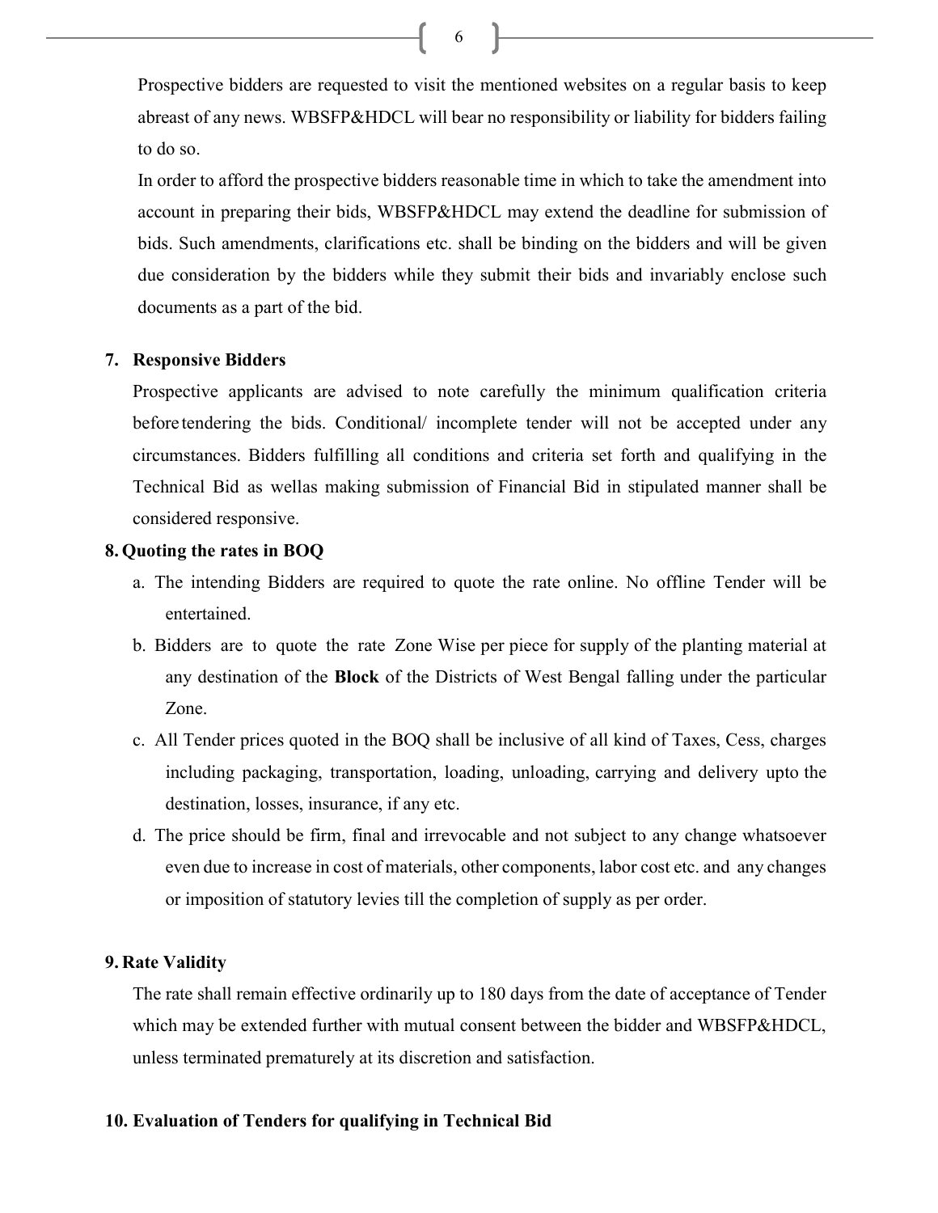Prospective bidders are requested to visit the mentioned websites on a regular basis to keep abreast of any news. WBSFP&HDCL will bear no responsibility or liability for bidders failing to do so.

In order to afford the prospective bidders reasonable time in which to take the amendment into account in preparing their bids, WBSFP&HDCL may extend the deadline for submission of bids. Such amendments, clarifications etc. shall be binding on the bidders and will be given due consideration by the bidders while they submit their bids and invariably enclose such documents as a part of the bid.

**7. Responsive Bidders**

Prospective applicants are advised to note carefully the minimum qualification criteria before tendering the bids. Conditional/ incomplete tender will not be accepted under any circumstances. Bidders fulfilling all conditions and criteria set forth and qualifying in the Technical Bid as wellas making submission of Financial Bid in stipulated manner shall be considered responsive.

**8. Quoting the rates in BOQ**

a. The intending Bidders are required to quote the rate online. No offline Tender will be entertained.

b. Bidders are to quote the rate Zone Wise per piece for supply of the planting material at any destination of the **Block** of the Districts of West Bengal falling under the particular Zone.

c. All Tender prices quoted in the BOQ shall be inclusive of all kind of Taxes, Cess, charges including packaging, transportation, loading, unloading, carrying and delivery upto the destination, losses, insurance, if any etc.

d. The price should be firm, final and irrevocable and not subject to any change whatsoever even due to increase in cost of materials, other components, labor cost etc. and any changes or imposition of statutory levies till the completion of supply as per order.

**9. Rate Validity**

The rate shall remain effective ordinarily up to 180 days from the date of acceptance of Tender which may be extended further with mutual consent between the bidder and WBSFP&HDCL, unless terminated prematurely at its discretion and satisfaction.

**10. Evaluation of Tenders for qualifying in Technical Bid**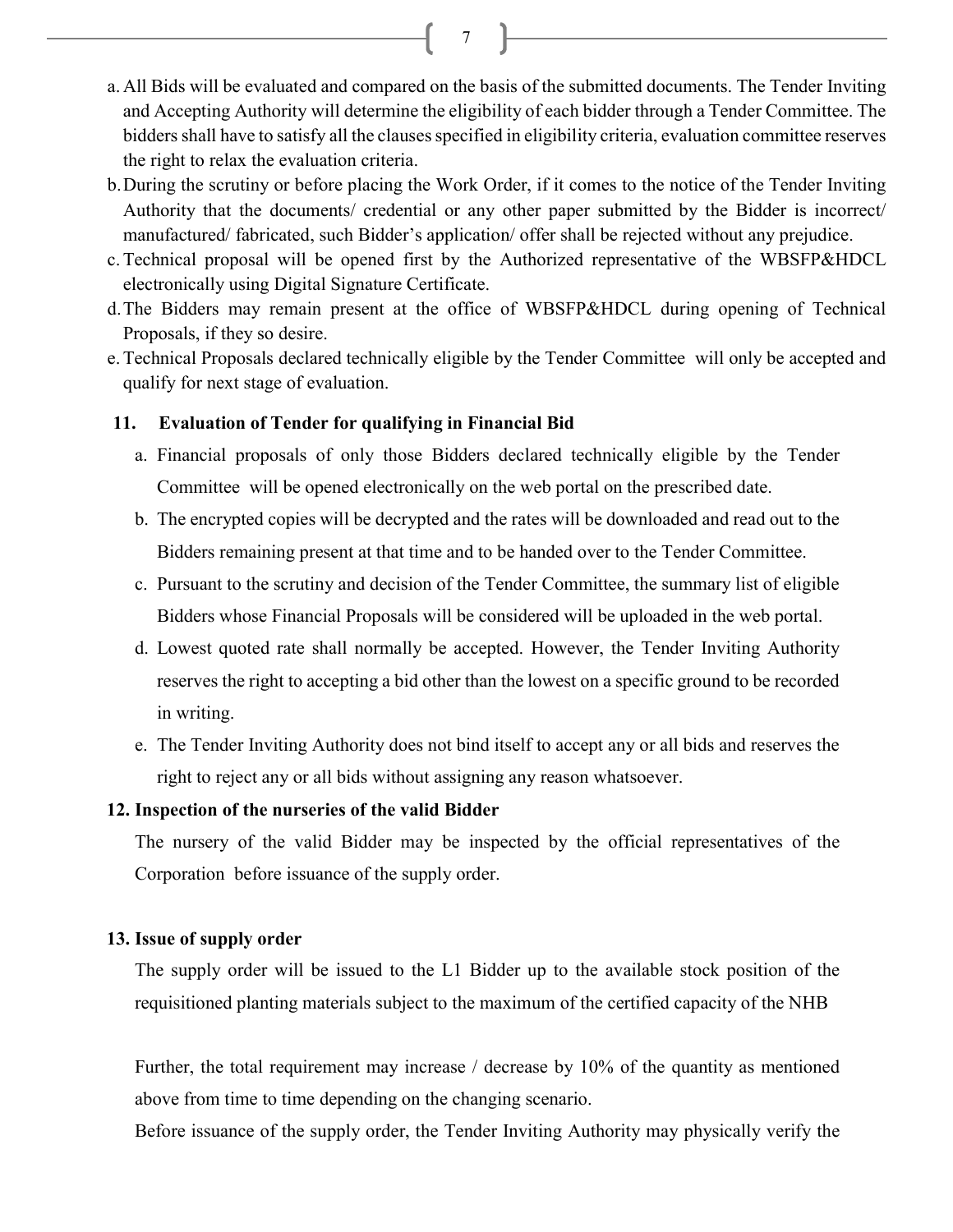a. All Bids will be evaluated and compared on the basis of the submitted documents. The Tender Inviting and Accepting Authority will determine the eligibility of each bidder through a Tender Committee. The bidders shall have to satisfy all the clauses specified in eligibility criteria, evaluation committee reserves the right to relax the evaluation criteria.
b. During the scrutiny or before placing the Work Order, if it comes to the notice of the Tender Inviting Authority that the documents/ credential or any other paper submitted by the Bidder is incorrect/ manufactured/ fabricated, such Bidder's application/ offer shall be rejected without any prejudice.
c. Technical proposal will be opened first by the Authorized representative of the WBSFP&HDCL electronically using Digital Signature Certificate.
d. The Bidders may remain present at the office of WBSFP&HDCL during opening of Technical Proposals, if they so desire.
e. Technical Proposals declared technically eligible by the Tender Committee will only be accepted and qualify for next stage of evaluation.

**11. Evaluation of Tender for qualifying in Financial Bid**

a. Financial proposals of only those Bidders declared technically eligible by the Tender Committee will be opened electronically on the web portal on the prescribed date.
b. The encrypted copies will be decrypted and the rates will be downloaded and read out to the Bidders remaining present at that time and to be handed over to the Tender Committee.
c. Pursuant to the scrutiny and decision of the Tender Committee, the summary list of eligible Bidders whose Financial Proposals will be considered will be uploaded in the web portal.
d. Lowest quoted rate shall normally be accepted. However, the Tender Inviting Authority reserves the right to accepting a bid other than the lowest on a specific ground to be recorded in writing.
e. The Tender Inviting Authority does not bind itself to accept any or all bids and reserves the right to reject any or all bids without assigning any reason whatsoever.

**12. Inspection of the nurseries of the valid Bidder**

The nursery of the valid Bidder may be inspected by the official representatives of the Corporation before issuance of the supply order.

**13. Issue of supply order**

The supply order will be issued to the L1 Bidder up to the available stock position of the requisitioned planting materials subject to the maximum of the certified capacity of the NHB

Further, the total requirement may increase / decrease by 10% of the quantity as mentioned above from time to time depending on the changing scenario.

Before issuance of the supply order, the Tender Inviting Authority may physically verify the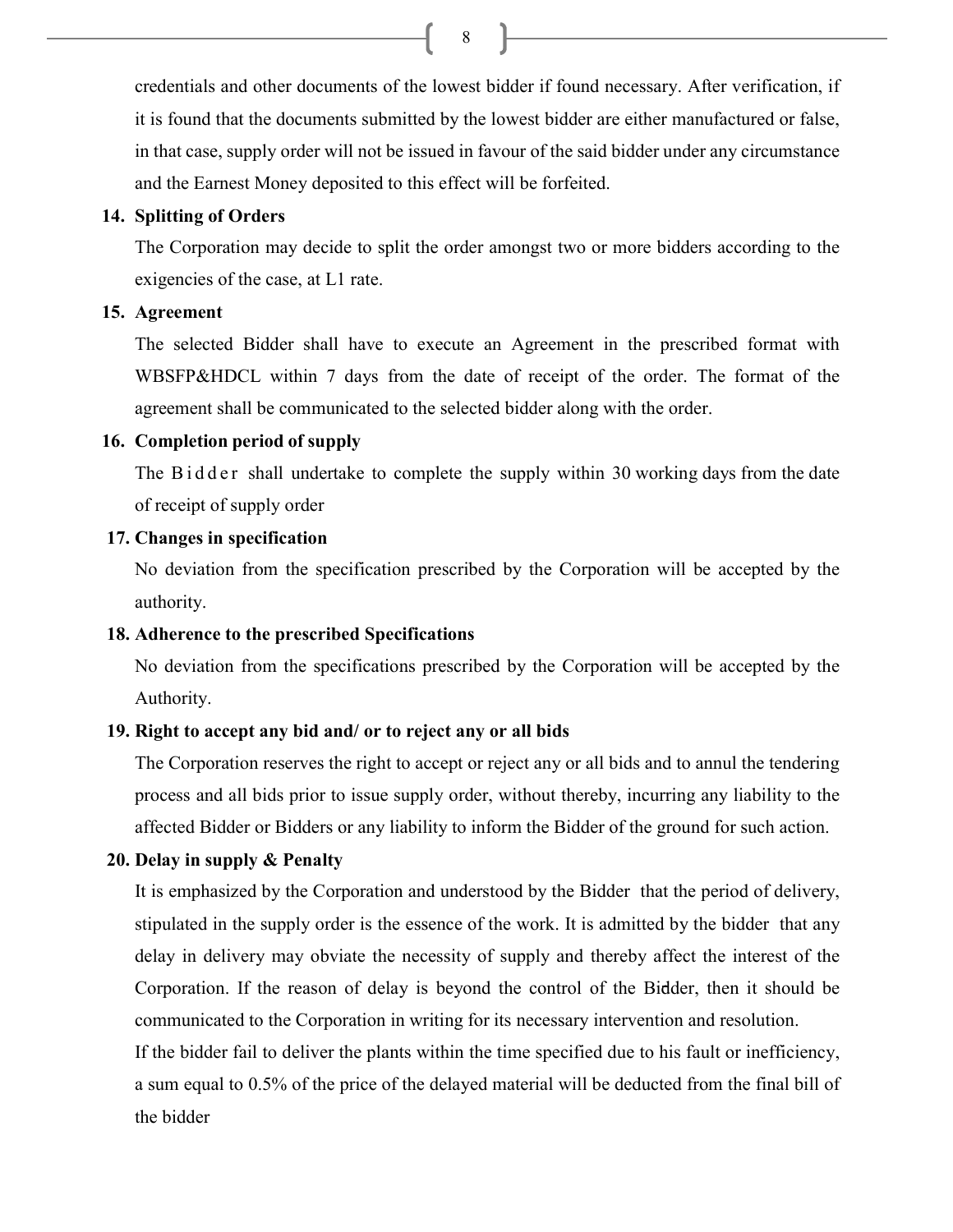credentials and other documents of the lowest bidder if found necessary. After verification, if it is found that the documents submitted by the lowest bidder are either manufactured or false, in that case, supply order will not be issued in favour of the said bidder under any circumstance and the Earnest Money deposited to this effect will be forfeited.

**14. Splitting of Orders**

The Corporation may decide to split the order amongst two or more bidders according to the exigencies of the case, at L1 rate.

**15. Agreement**

The selected Bidder shall have to execute an Agreement in the prescribed format with WBSFP&HDCL within 7 days from the date of receipt of the order. The format of the agreement shall be communicated to the selected bidder along with the order.

**16. Completion period of supply**

The Bidder shall undertake to complete the supply within 30 working days from the date of receipt of supply order

**17. Changes in specification**

No deviation from the specification prescribed by the Corporation will be accepted by the authority.

**18. Adherence to the prescribed Specifications**

No deviation from the specifications prescribed by the Corporation will be accepted by the Authority.

**19. Right to accept any bid and/ or to reject any or all bids**

The Corporation reserves the right to accept or reject any or all bids and to annul the tendering process and all bids prior to issue supply order, without thereby, incurring any liability to the affected Bidder or Bidders or any liability to inform the Bidder of the ground for such action.

**20. Delay in supply & Penalty**

It is emphasized by the Corporation and understood by the Bidder that the period of delivery, stipulated in the supply order is the essence of the work. It is admitted by the bidder that any delay in delivery may obviate the necessity of supply and thereby affect the interest of the Corporation. If the reason of delay is beyond the control of the Bidder, then it should be communicated to the Corporation in writing for its necessary intervention and resolution.

If the bidder fail to deliver the plants within the time specified due to his fault or inefficiency, a sum equal to 0.5% of the price of the delayed material will be deducted from the final bill of the bidder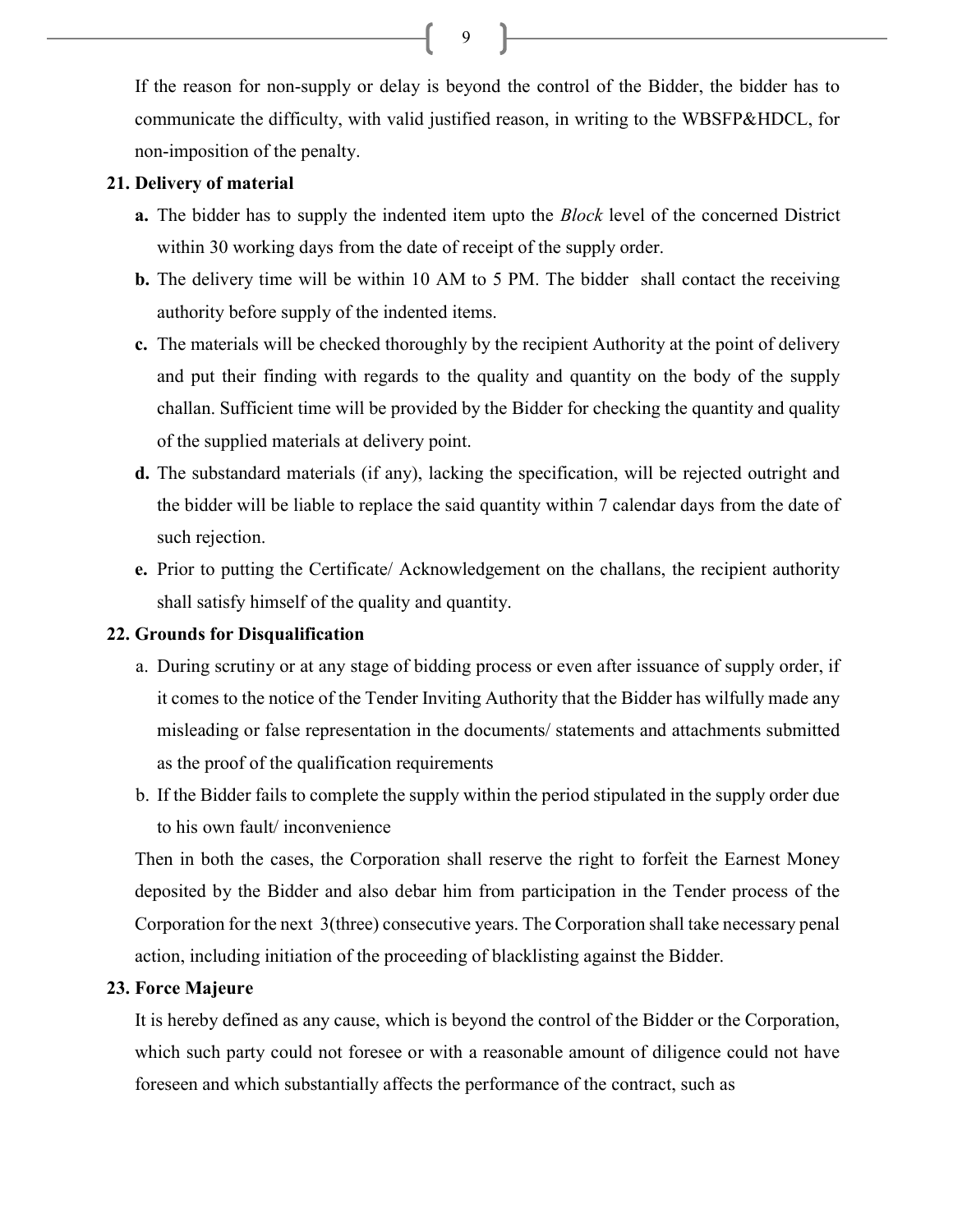If the reason for non-supply or delay is beyond the control of the Bidder, the bidder has to communicate the difficulty, with valid justified reason, in writing to the WBSFP&HDCL, for non-imposition of the penalty.

**21. Delivery of material**

- **a.** The bidder has to supply the indented item upto the *Block* level of the concerned District within 30 working days from the date of receipt of the supply order.
- **b.** The delivery time will be within 10 AM to 5 PM. The bidder shall contact the receiving authority before supply of the indented items.
- **c.** The materials will be checked thoroughly by the recipient Authority at the point of delivery and put their finding with regards to the quality and quantity on the body of the supply challan. Sufficient time will be provided by the Bidder for checking the quantity and quality of the supplied materials at delivery point.
- **d.** The substandard materials (if any), lacking the specification, will be rejected outright and the bidder will be liable to replace the said quantity within 7 calendar days from the date of such rejection.
- **e.** Prior to putting the Certificate/ Acknowledgement on the challans, the recipient authority shall satisfy himself of the quality and quantity.

**22. Grounds for Disqualification**

- a. During scrutiny or at any stage of bidding process or even after issuance of supply order, if it comes to the notice of the Tender Inviting Authority that the Bidder has wilfully made any misleading or false representation in the documents/ statements and attachments submitted as the proof of the qualification requirements
- b. If the Bidder fails to complete the supply within the period stipulated in the supply order due to his own fault/ inconvenience

Then in both the cases, the Corporation shall reserve the right to forfeit the Earnest Money deposited by the Bidder and also debar him from participation in the Tender process of the Corporation for the next 3(three) consecutive years. The Corporation shall take necessary penal action, including initiation of the proceeding of blacklisting against the Bidder.

**23. Force Majeure**

It is hereby defined as any cause, which is beyond the control of the Bidder or the Corporation, which such party could not foresee or with a reasonable amount of diligence could not have foreseen and which substantially affects the performance of the contract, such as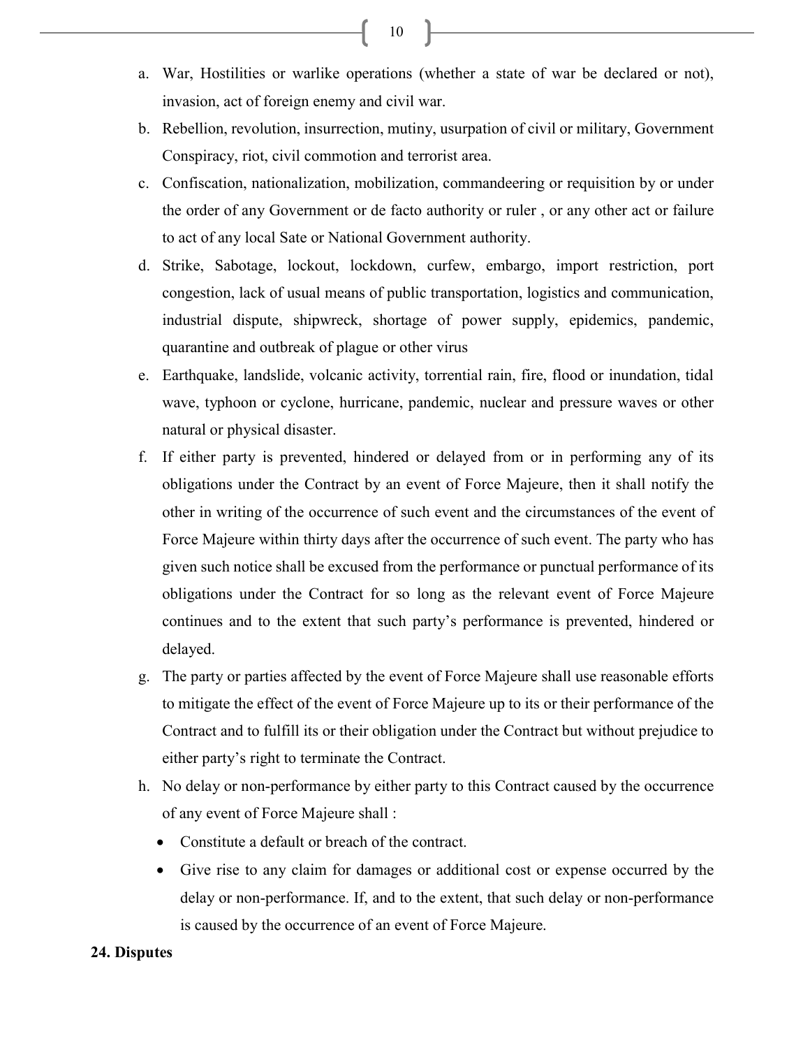a. War, Hostilities or warlike operations (whether a state of war be declared or not), invasion, act of foreign enemy and civil war.
b. Rebellion, revolution, insurrection, mutiny, usurpation of civil or military, Government Conspiracy, riot, civil commotion and terrorist area.
c. Confiscation, nationalization, mobilization, commandeering or requisition by or under the order of any Government or de facto authority or ruler , or any other act or failure to act of any local Sate or National Government authority.
d. Strike, Sabotage, lockout, lockdown, curfew, embargo, import restriction, port congestion, lack of usual means of public transportation, logistics and communication, industrial dispute, shipwreck, shortage of power supply, epidemics, pandemic, quarantine and outbreak of plague or other virus
e. Earthquake, landslide, volcanic activity, torrential rain, fire, flood or inundation, tidal wave, typhoon or cyclone, hurricane, pandemic, nuclear and pressure waves or other natural or physical disaster.
f. If either party is prevented, hindered or delayed from or in performing any of its obligations under the Contract by an event of Force Majeure, then it shall notify the other in writing of the occurrence of such event and the circumstances of the event of Force Majeure within thirty days after the occurrence of such event. The party who has given such notice shall be excused from the performance or punctual performance of its obligations under the Contract for so long as the relevant event of Force Majeure continues and to the extent that such party's performance is prevented, hindered or delayed.
g. The party or parties affected by the event of Force Majeure shall use reasonable efforts to mitigate the effect of the event of Force Majeure up to its or their performance of the Contract and to fulfill its or their obligation under the Contract but without prejudice to either party's right to terminate the Contract.
h. No delay or non-performance by either party to this Contract caused by the occurrence of any event of Force Majeure shall :
   - Constitute a default or breach of the contract.
   - Give rise to any claim for damages or additional cost or expense occurred by the delay or non-performance. If, and to the extent, that such delay or non-performance is caused by the occurrence of an event of Force Majeure.

**24. Disputes**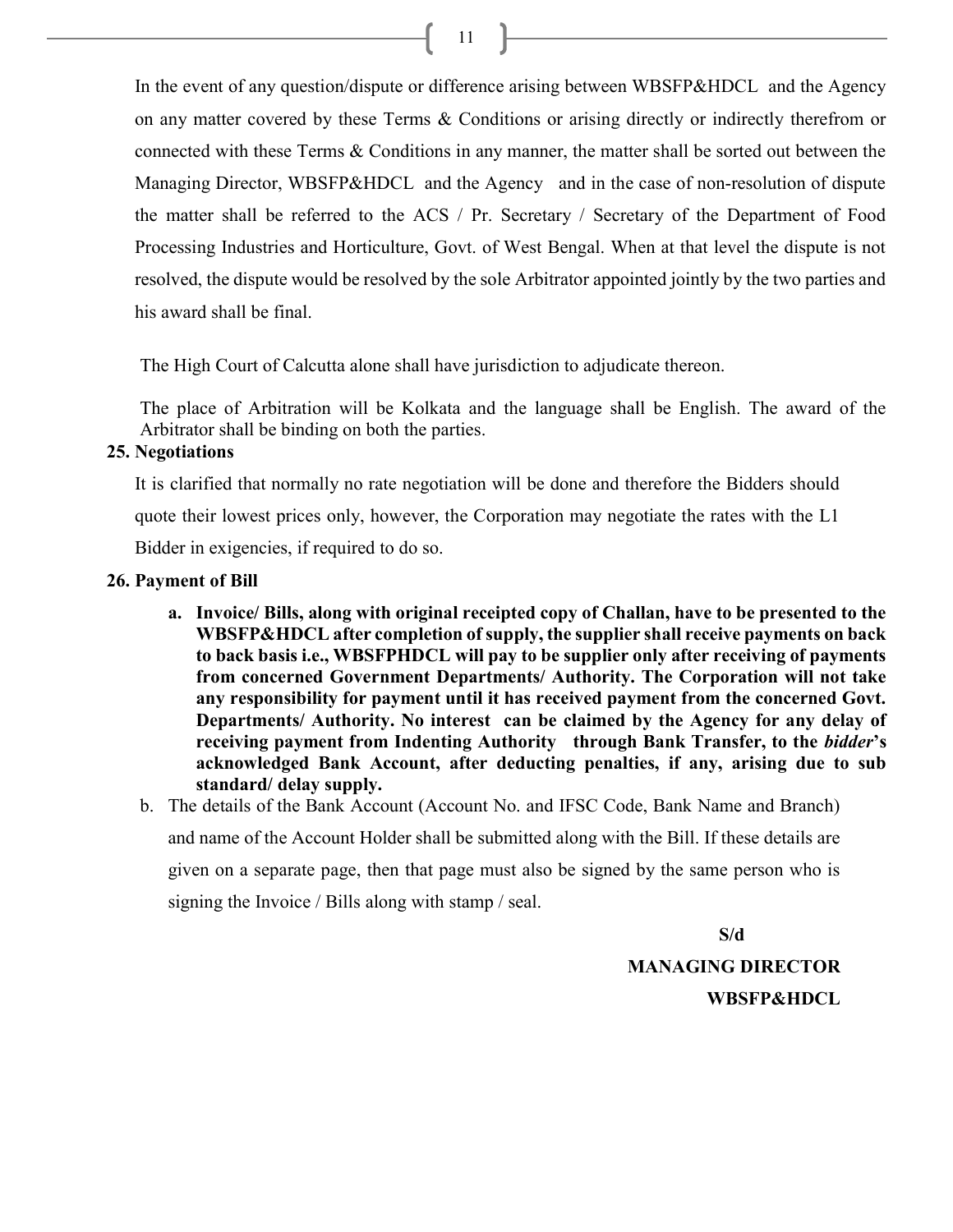In the event of any question/dispute or difference arising between WBSFP&HDCL and the Agency on any matter covered by these Terms & Conditions or arising directly or indirectly therefrom or connected with these Terms & Conditions in any manner, the matter shall be sorted out between the Managing Director, WBSFP&HDCL and the Agency and in the case of non-resolution of dispute the matter shall be referred to the ACS / Pr. Secretary / Secretary of the Department of Food Processing Industries and Horticulture, Govt. of West Bengal. When at that level the dispute is not resolved, the dispute would be resolved by the sole Arbitrator appointed jointly by the two parties and his award shall be final.

The High Court of Calcutta alone shall have jurisdiction to adjudicate thereon.

The place of Arbitration will be Kolkata and the language shall be English. The award of the Arbitrator shall be binding on both the parties.

**25. Negotiations**

It is clarified that normally no rate negotiation will be done and therefore the Bidders should quote their lowest prices only, however, the Corporation may negotiate the rates with the L1 Bidder in exigencies, if required to do so.

**26. Payment of Bill**

a. **Invoice/ Bills, along with original receipted copy of Challan, have to be presented to the WBSFP&HDCL after completion of supply, the supplier shall receive payments on back to back basis i.e., WBSFPHDCL will pay to be supplier only after receiving of payments from concerned Government Departments/ Authority. The Corporation will not take any responsibility for payment until it has received payment from the concerned Govt. Departments/ Authority. No interest can be claimed by the Agency for any delay of receiving payment from Indenting Authority through Bank Transfer, to the *bidder*'s acknowledged Bank Account, after deducting penalties, if any, arising due to sub standard/ delay supply.**

b. The details of the Bank Account (Account No. and IFSC Code, Bank Name and Branch) and name of the Account Holder shall be submitted along with the Bill. If these details are given on a separate page, then that page must also be signed by the same person who is signing the Invoice / Bills along with stamp / seal.

**S/d**

**MANAGING DIRECTOR**

**WBSFP&HDCL**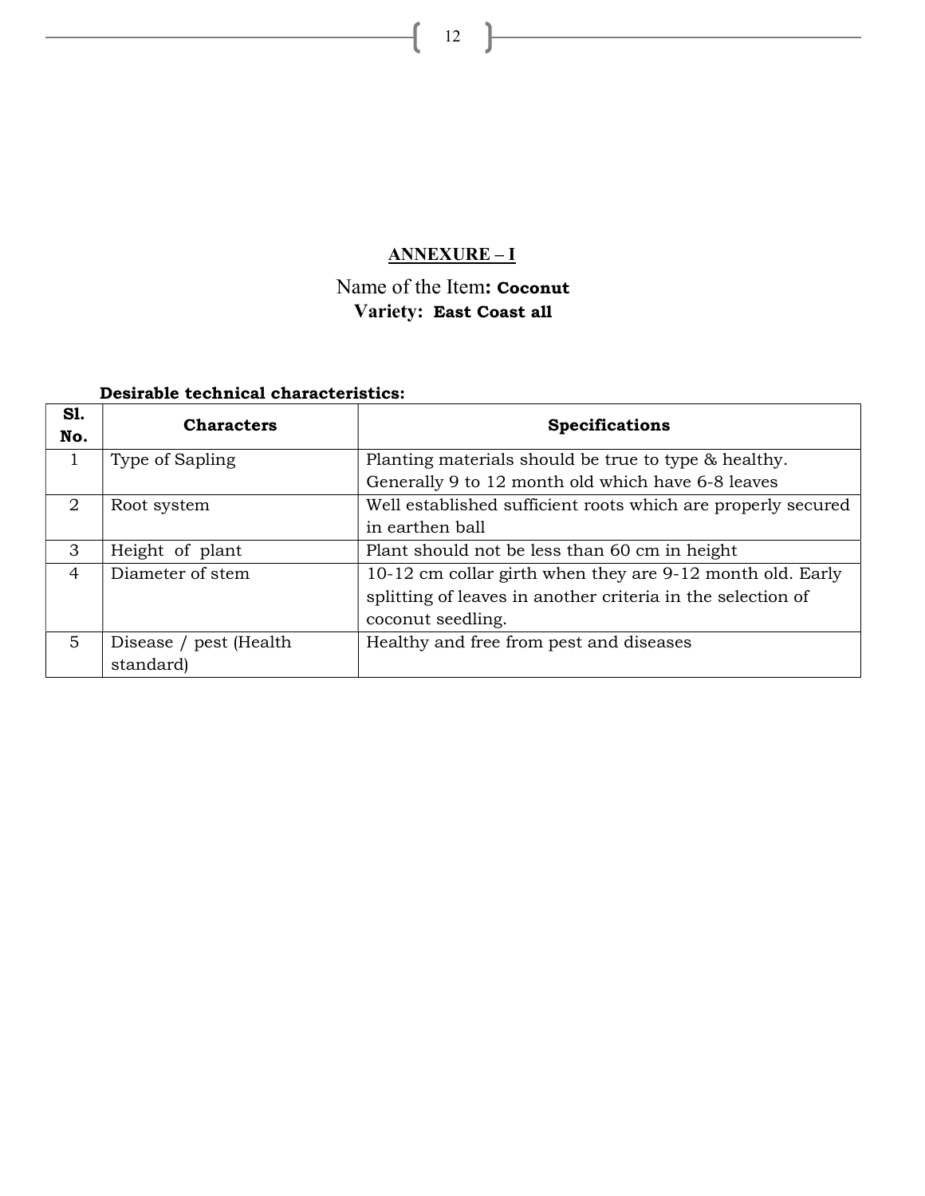## ANNEXURE – I

Name of the Item**: Coconut**
**Variety: East Coast all**

**Desirable technical characteristics:**

| Sl. No. | Characters | Specifications |
|---|---|---|
| 1 | Type of Sapling | Planting materials should be true to type & healthy. Generally 9 to 12 month old which have 6-8 leaves |
| 2 | Root system | Well established sufficient roots which are properly secured in earthen ball |
| 3 | Height of plant | Plant should not be less than 60 cm in height |
| 4 | Diameter of stem | 10-12 cm collar girth when they are 9-12 month old. Early splitting of leaves in another criteria in the selection of coconut seedling. |
| 5 | Disease / pest (Health standard) | Healthy and free from pest and diseases |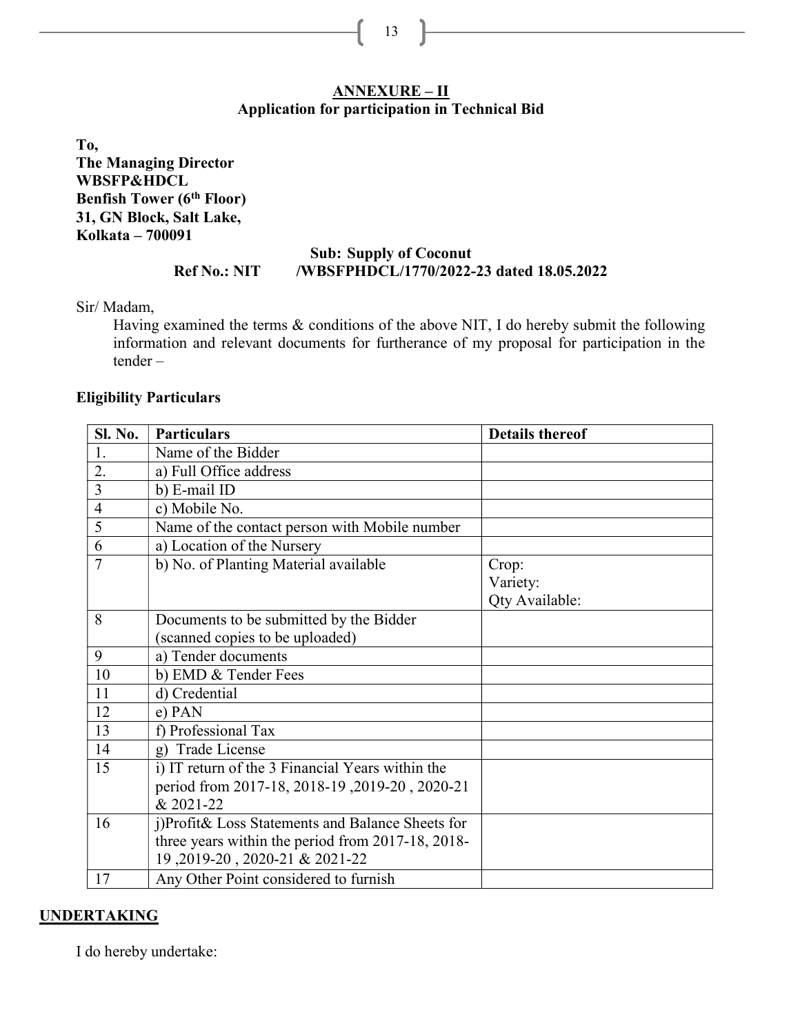## ANNEXURE – II
### Application for participation in Technical Bid

**To,**
**The Managing Director**
**WBSFP&HDCL**
**Benfish Tower (6th Floor)**
**31, GN Block, Salt Lake,**
**Kolkata – 700091**

**Sub: Supply of Coconut**
**Ref No.: NIT /WBSFPHDCL/1770/2022-23 dated 18.05.2022**

Sir/ Madam,

Having examined the terms & conditions of the above NIT, I do hereby submit the following information and relevant documents for furtherance of my proposal for participation in the tender –

**Eligibility Particulars**

| Sl. No. | Particulars | Details thereof |
|---|---|---|
| 1. | Name of the Bidder | |
| 2. | a) Full Office address | |
| 3 | b) E-mail ID | |
| 4 | c) Mobile No. | |
| 5 | Name of the contact person with Mobile number | |
| 6 | a) Location of the Nursery | |
| 7 | b) No. of Planting Material available | Crop:<br>Variety:<br>Qty Available: |
| 8 | Documents to be submitted by the Bidder (scanned copies to be uploaded) | |
| 9 | a) Tender documents | |
| 10 | b) EMD & Tender Fees | |
| 11 | d) Credential | |
| 12 | e) PAN | |
| 13 | f) Professional Tax | |
| 14 | g) Trade License | |
| 15 | i) IT return of the 3 Financial Years within the period from 2017-18, 2018-19 ,2019-20 , 2020-21 & 2021-22 | |
| 16 | j)Profit& Loss Statements and Balance Sheets for three years within the period from 2017-18, 2018-19 ,2019-20 , 2020-21 & 2021-22 | |
| 17 | Any Other Point considered to furnish | |

**UNDERTAKING**

I do hereby undertake: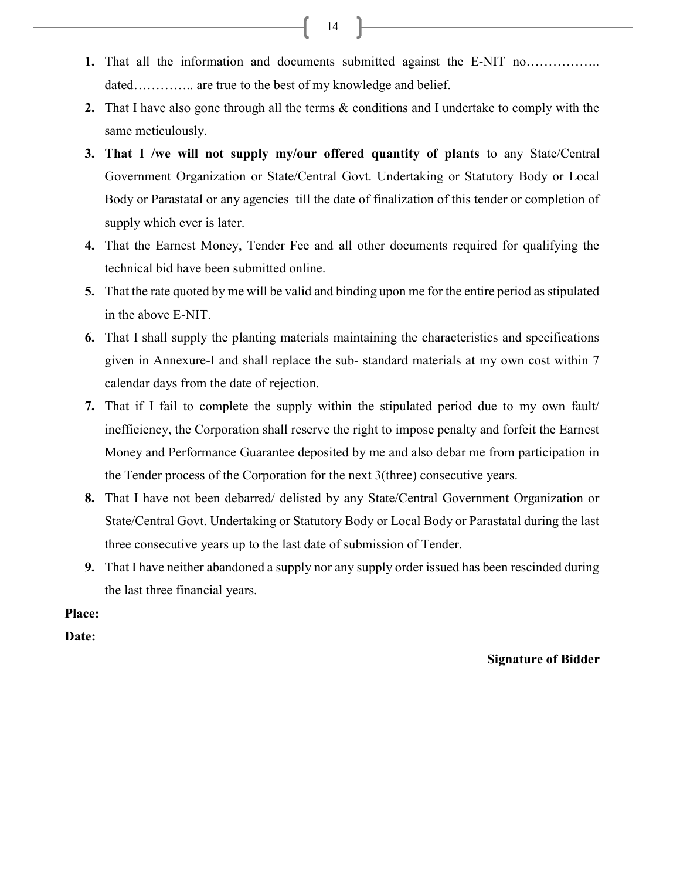1. That all the information and documents submitted against the E-NIT no…………….. dated………….. are true to the best of my knowledge and belief.
2. That I have also gone through all the terms & conditions and I undertake to comply with the same meticulously.
3. **That I /we will not supply my/our offered quantity of plants** to any State/Central Government Organization or State/Central Govt. Undertaking or Statutory Body or Local Body or Parastatal or any agencies till the date of finalization of this tender or completion of supply which ever is later.
4. That the Earnest Money, Tender Fee and all other documents required for qualifying the technical bid have been submitted online.
5. That the rate quoted by me will be valid and binding upon me for the entire period as stipulated in the above E-NIT.
6. That I shall supply the planting materials maintaining the characteristics and specifications given in Annexure-I and shall replace the sub- standard materials at my own cost within 7 calendar days from the date of rejection.
7. That if I fail to complete the supply within the stipulated period due to my own fault/ inefficiency, the Corporation shall reserve the right to impose penalty and forfeit the Earnest Money and Performance Guarantee deposited by me and also debar me from participation in the Tender process of the Corporation for the next 3(three) consecutive years.
8. That I have not been debarred/ delisted by any State/Central Government Organization or State/Central Govt. Undertaking or Statutory Body or Local Body or Parastatal during the last three consecutive years up to the last date of submission of Tender.
9. That I have neither abandoned a supply nor any supply order issued has been rescinded during the last three financial years.

**Place:**

**Date:**

**Signature of Bidder**